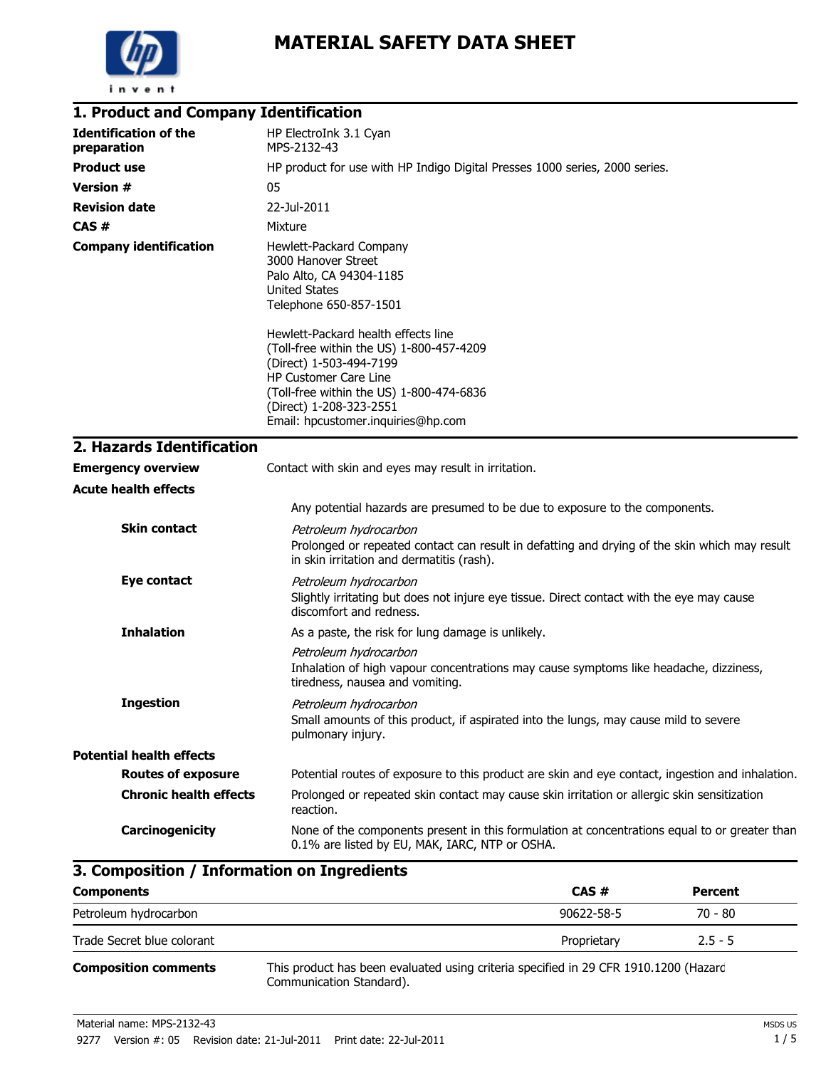# MATERIAL SAFETY DATA SHEET

## 1. Product and Company Identification

**Identification of the preparation**
HP ElectroInk 3.1 Cyan
MPS-2132-43

**Product use**
HP product for use with HP Indigo Digital Presses 1000 series, 2000 series.

**Version #**
05

**Revision date**
22-Jul-2011

**CAS #**
Mixture

**Company identification**
Hewlett-Packard Company
3000 Hanover Street
Palo Alto, CA 94304-1185
United States
Telephone 650-857-1501

Hewlett-Packard health effects line
(Toll-free within the US) 1-800-457-4209
(Direct) 1-503-494-7199
HP Customer Care Line
(Toll-free within the US) 1-800-474-6836
(Direct) 1-208-323-2551
Email: hpcustomer.inquiries@hp.com

## 2. Hazards Identification

**Emergency overview**
Contact with skin and eyes may result in irritation.

**Acute health effects**

Any potential hazards are presumed to be due to exposure to the components.

**Skin contact**
*Petroleum hydrocarbon*
Prolonged or repeated contact can result in defatting and drying of the skin which may result in skin irritation and dermatitis (rash).

**Eye contact**
*Petroleum hydrocarbon*
Slightly irritating but does not injure eye tissue. Direct contact with the eye may cause discomfort and redness.

**Inhalation**
As a paste, the risk for lung damage is unlikely.

*Petroleum hydrocarbon*
Inhalation of high vapour concentrations may cause symptoms like headache, dizziness, tiredness, nausea and vomiting.

**Ingestion**
*Petroleum hydrocarbon*
Small amounts of this product, if aspirated into the lungs, may cause mild to severe pulmonary injury.

**Potential health effects**

**Routes of exposure**
Potential routes of exposure to this product are skin and eye contact, ingestion and inhalation.

**Chronic health effects**
Prolonged or repeated skin contact may cause skin irritation or allergic skin sensitization reaction.

**Carcinogenicity**
None of the components present in this formulation at concentrations equal to or greater than 0.1% are listed by EU, MAK, IARC, NTP or OSHA.

## 3. Composition / Information on Ingredients

| Components | CAS # | Percent |
|---|---|---|
| Petroleum hydrocarbon | 90622-58-5 | 70 - 80 |
| Trade Secret blue colorant | Proprietary | 2.5 - 5 |

**Composition comments**
This product has been evaluated using criteria specified in 29 CFR 1910.1200 (Hazard Communication Standard).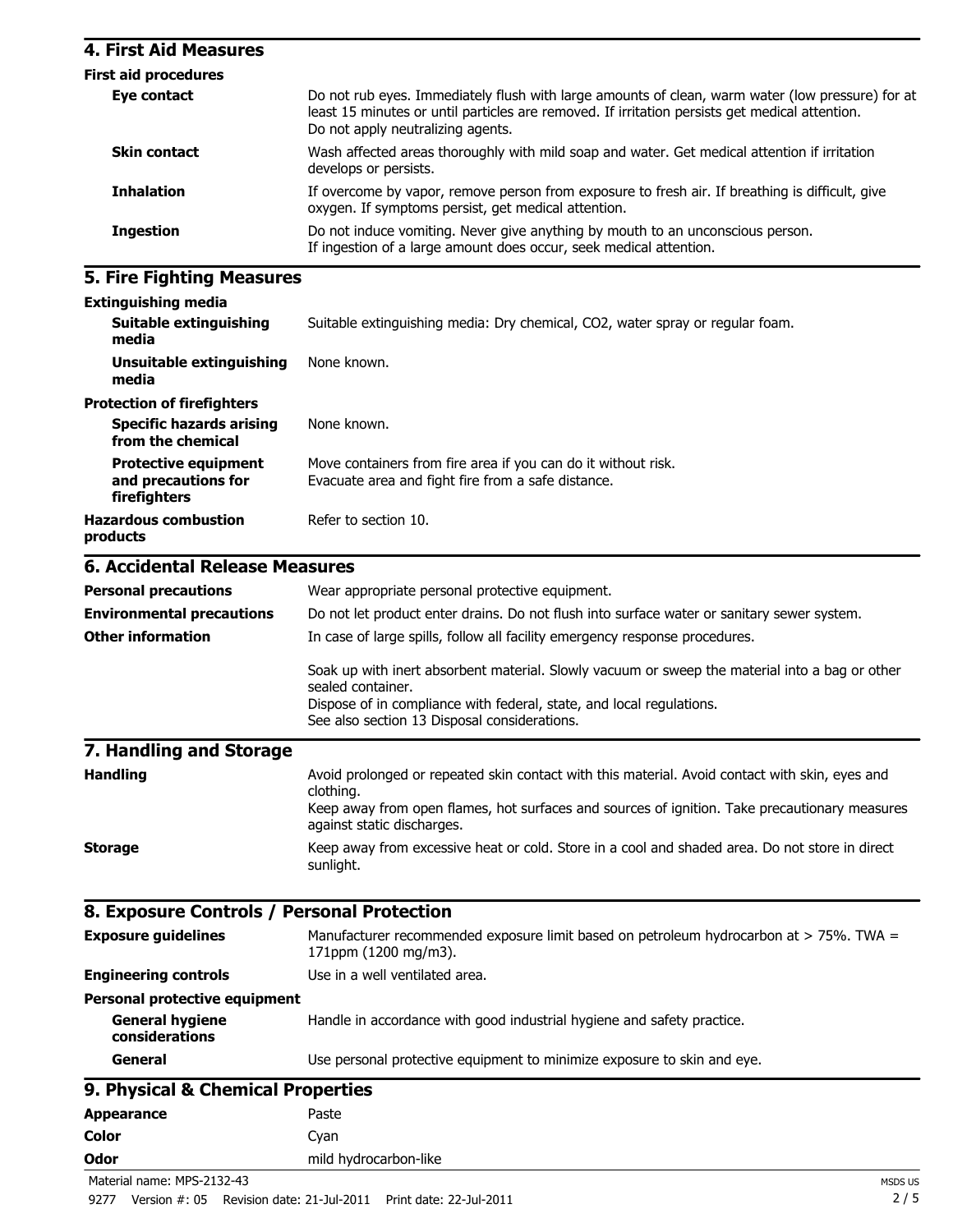## 4. First Aid Measures

**First aid procedures**

| | |
|---|---|
| **Eye contact** | Do not rub eyes. Immediately flush with large amounts of clean, warm water (low pressure) for at least 15 minutes or until particles are removed. If irritation persists get medical attention. Do not apply neutralizing agents. |
| **Skin contact** | Wash affected areas thoroughly with mild soap and water. Get medical attention if irritation develops or persists. |
| **Inhalation** | If overcome by vapor, remove person from exposure to fresh air. If breathing is difficult, give oxygen. If symptoms persist, get medical attention. |
| **Ingestion** | Do not induce vomiting. Never give anything by mouth to an unconscious person. If ingestion of a large amount does occur, seek medical attention. |

## 5. Fire Fighting Measures

**Extinguishing media**

| | |
|---|---|
| **Suitable extinguishing media** | Suitable extinguishing media: Dry chemical, $CO_2$, water spray or regular foam. |
| **Unsuitable extinguishing media** | None known. |

**Protection of firefighters**

| | |
|---|---|
| **Specific hazards arising from the chemical** | None known. |
| **Protective equipment and precautions for firefighters** | Move containers from fire area if you can do it without risk. Evacuate area and fight fire from a safe distance. |
| **Hazardous combustion products** | Refer to section 10. |

## 6. Accidental Release Measures

| | |
|---|---|
| **Personal precautions** | Wear appropriate personal protective equipment. |
| **Environmental precautions** | Do not let product enter drains. Do not flush into surface water or sanitary sewer system. |
| **Other information** | In case of large spills, follow all facility emergency response procedures.<br><br>Soak up with inert absorbent material. Slowly vacuum or sweep the material into a bag or other sealed container.<br>Dispose of in compliance with federal, state, and local regulations.<br>See also section 13 Disposal considerations. |

## 7. Handling and Storage

| | |
|---|---|
| **Handling** | Avoid prolonged or repeated skin contact with this material. Avoid contact with skin, eyes and clothing.<br>Keep away from open flames, hot surfaces and sources of ignition. Take precautionary measures against static discharges. |
| **Storage** | Keep away from excessive heat or cold. Store in a cool and shaded area. Do not store in direct sunlight. |

## 8. Exposure Controls / Personal Protection

| | |
|---|---|
| **Exposure guidelines** | Manufacturer recommended exposure limit based on petroleum hydrocarbon at > 75%. TWA = 171ppm (1200 mg/m3). |
| **Engineering controls** | Use in a well ventilated area. |

**Personal protective equipment**

| | |
|---|---|
| **General hygiene considerations** | Handle in accordance with good industrial hygiene and safety practice. |
| **General** | Use personal protective equipment to minimize exposure to skin and eye. |

## 9. Physical & Chemical Properties

| | |
|---|---|
| **Appearance** | Paste |
| **Color** | Cyan |
| **Odor** | mild hydrocarbon-like |

Material name: MPS-2132-43

9277 Version #: 05 Revision date: 21-Jul-2011 Print date: 22-Jul-2011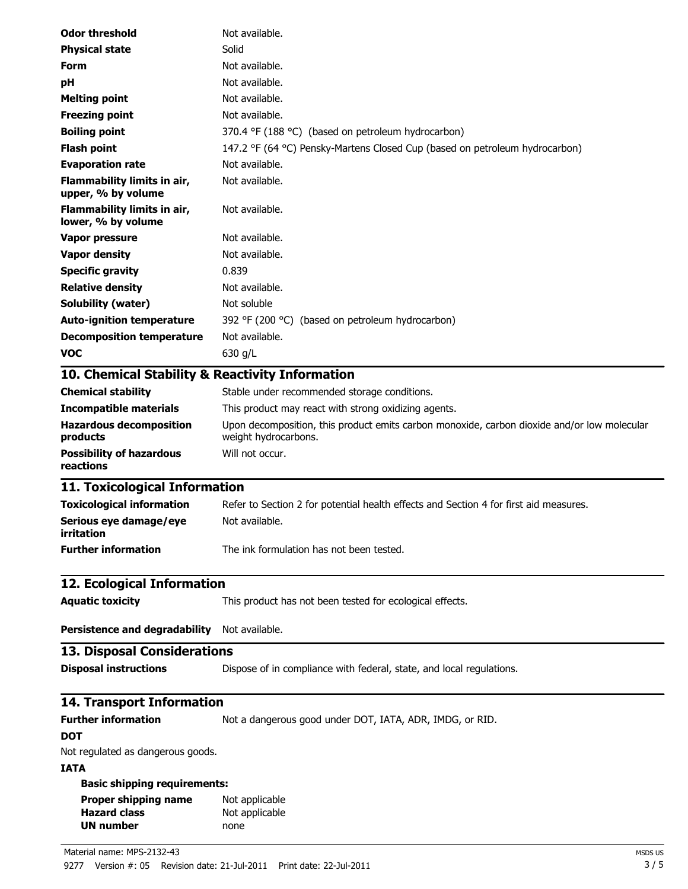| | |
|---|---|
| **Odor threshold** | Not available. |
| **Physical state** | Solid |
| **Form** | Not available. |
| **pH** | Not available. |
| **Melting point** | Not available. |
| **Freezing point** | Not available. |
| **Boiling point** | 370.4 °F (188 °C) (based on petroleum hydrocarbon) |
| **Flash point** | 147.2 °F (64 °C) Pensky-Martens Closed Cup (based on petroleum hydrocarbon) |
| **Evaporation rate** | Not available. |
| **Flammability limits in air, upper, % by volume** | Not available. |
| **Flammability limits in air, lower, % by volume** | Not available. |
| **Vapor pressure** | Not available. |
| **Vapor density** | Not available. |
| **Specific gravity** | 0.839 |
| **Relative density** | Not available. |
| **Solubility (water)** | Not soluble |
| **Auto-ignition temperature** | 392 °F (200 °C) (based on petroleum hydrocarbon) |
| **Decomposition temperature** | Not available. |
| **VOC** | 630 g/L |

## 10. Chemical Stability & Reactivity Information

| | |
|---|---|
| **Chemical stability** | Stable under recommended storage conditions. |
| **Incompatible materials** | This product may react with strong oxidizing agents. |
| **Hazardous decomposition products** | Upon decomposition, this product emits carbon monoxide, carbon dioxide and/or low molecular weight hydrocarbons. |
| **Possibility of hazardous reactions** | Will not occur. |

## 11. Toxicological Information

| | |
|---|---|
| **Toxicological information** | Refer to Section 2 for potential health effects and Section 4 for first aid measures. |
| **Serious eye damage/eye irritation** | Not available. |
| **Further information** | The ink formulation has not been tested. |

## 12. Ecological Information

| | |
|---|---|
| **Aquatic toxicity** | This product has not been tested for ecological effects. |
| **Persistence and degradability** | Not available. |

## 13. Disposal Considerations

| | |
|---|---|
| **Disposal instructions** | Dispose of in compliance with federal, state, and local regulations. |

## 14. Transport Information

**Further information** Not a dangerous good under DOT, IATA, ADR, IMDG, or RID.

**DOT**

Not regulated as dangerous goods.

**IATA**

**Basic shipping requirements:**

| | |
|---|---|
| **Proper shipping name** | Not applicable |
| **Hazard class** | Not applicable |
| **UN number** | none |

Material name: MPS-2132-43

9277 Version #: 05 Revision date: 21-Jul-2011 Print date: 22-Jul-2011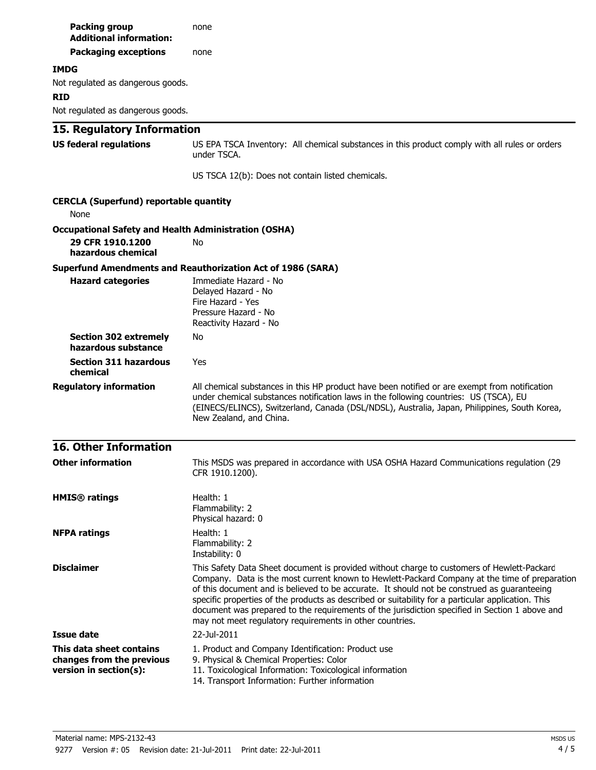**Packing group** none

**Additional information:**

**Packaging exceptions** none

**IMDG**

Not regulated as dangerous goods.

**RID**

Not regulated as dangerous goods.

## 15. Regulatory Information

**US federal regulations**

US EPA TSCA Inventory: All chemical substances in this product comply with all rules or orders under TSCA.

US TSCA 12(b): Does not contain listed chemicals.

**CERCLA (Superfund) reportable quantity**

None

**Occupational Safety and Health Administration (OSHA)**

**29 CFR 1910.1200 hazardous chemical** No

**Superfund Amendments and Reauthorization Act of 1986 (SARA)**

**Hazard categories**

Immediate Hazard - No
Delayed Hazard - No
Fire Hazard - Yes
Pressure Hazard - No
Reactivity Hazard - No

**Section 302 extremely hazardous substance** No

**Section 311 hazardous chemical** Yes

**Regulatory information**

All chemical substances in this HP product have been notified or are exempt from notification under chemical substances notification laws in the following countries: US (TSCA), EU (EINECS/ELINCS), Switzerland, Canada (DSL/NDSL), Australia, Japan, Philippines, South Korea, New Zealand, and China.

## 16. Other Information

**Other information**

This MSDS was prepared in accordance with USA OSHA Hazard Communications regulation (29 CFR 1910.1200).

**HMIS® ratings**

Health: 1
Flammability: 2
Physical hazard: 0

**NFPA ratings**

Health: 1
Flammability: 2
Instability: 0

**Disclaimer**

This Safety Data Sheet document is provided without charge to customers of Hewlett-Packard Company. Data is the most current known to Hewlett-Packard Company at the time of preparation of this document and is believed to be accurate. It should not be construed as guaranteeing specific properties of the products as described or suitability for a particular application. This document was prepared to the requirements of the jurisdiction specified in Section 1 above and may not meet regulatory requirements in other countries.

**Issue date** 22-Jul-2011

**This data sheet contains changes from the previous version in section(s):**

1. Product and Company Identification: Product use
9. Physical & Chemical Properties: Color
11. Toxicological Information: Toxicological information
14. Transport Information: Further information

Material name: MPS-2132-43

9277 Version #: 05 Revision date: 21-Jul-2011 Print date: 22-Jul-2011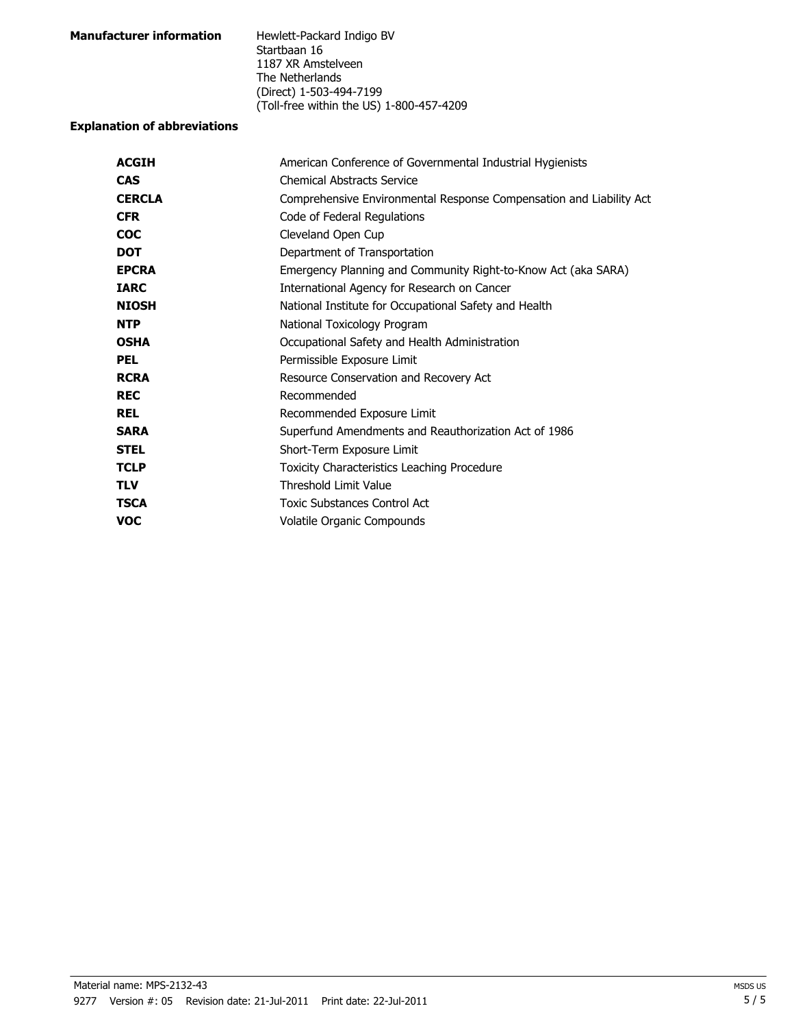**Manufacturer information**

Hewlett-Packard Indigo BV
Startbaan 16
1187 XR Amstelveen
The Netherlands
(Direct) 1-503-494-7199
(Toll-free within the US) 1-800-457-4209

**Explanation of abbreviations**

| | |
|---|---|
| **ACGIH** | American Conference of Governmental Industrial Hygienists |
| **CAS** | Chemical Abstracts Service |
| **CERCLA** | Comprehensive Environmental Response Compensation and Liability Act |
| **CFR** | Code of Federal Regulations |
| **COC** | Cleveland Open Cup |
| **DOT** | Department of Transportation |
| **EPCRA** | Emergency Planning and Community Right-to-Know Act (aka SARA) |
| **IARC** | International Agency for Research on Cancer |
| **NIOSH** | National Institute for Occupational Safety and Health |
| **NTP** | National Toxicology Program |
| **OSHA** | Occupational Safety and Health Administration |
| **PEL** | Permissible Exposure Limit |
| **RCRA** | Resource Conservation and Recovery Act |
| **REC** | Recommended |
| **REL** | Recommended Exposure Limit |
| **SARA** | Superfund Amendments and Reauthorization Act of 1986 |
| **STEL** | Short-Term Exposure Limit |
| **TCLP** | Toxicity Characteristics Leaching Procedure |
| **TLV** | Threshold Limit Value |
| **TSCA** | Toxic Substances Control Act |
| **VOC** | Volatile Organic Compounds |